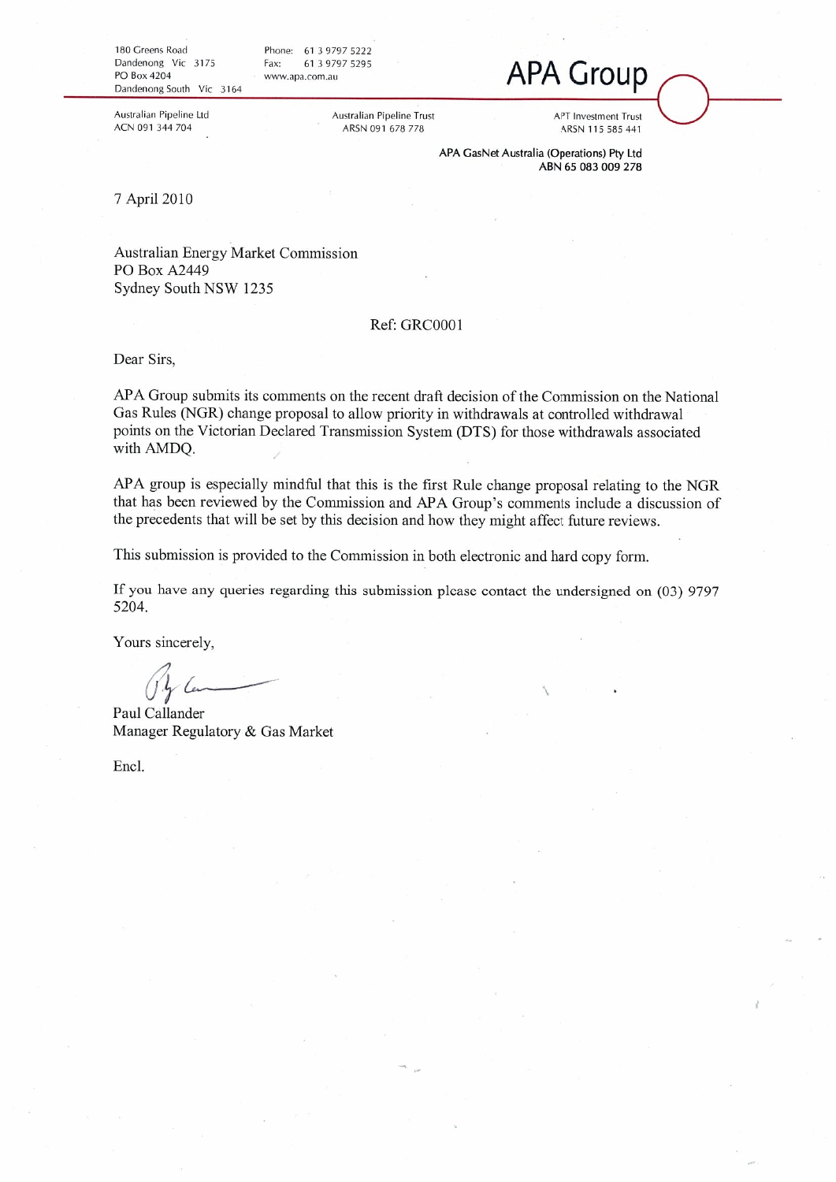180 Greens Road
Dandenong Vic 3175
PO Box 4204
Dandenong South Vic 3164

Phone: 61 3 9797 5222
Fax: 61 3 9797 5295
www.apa.com.au

**APA Group**

Australian Pipeline Ltd
ACN 091 344 704

Australian Pipeline Trust
ARSN 091 678 778

APT Investment Trust
ARSN 115 585 441

**APA GasNet Australia (Operations) Pty Ltd**
**ABN 65 083 009 278**

7 April 2010

Australian Energy Market Commission
PO Box A2449
Sydney South NSW 1235

Ref: GRC0001

Dear Sirs,

APA Group submits its comments on the recent draft decision of the Commission on the National Gas Rules (NGR) change proposal to allow priority in withdrawals at controlled withdrawal points on the Victorian Declared Transmission System (DTS) for those withdrawals associated with AMDQ.

APA group is especially mindful that this is the first Rule change proposal relating to the NGR that has been reviewed by the Commission and APA Group's comments include a discussion of the precedents that will be set by this decision and how they might affect future reviews.

This submission is provided to the Commission in both electronic and hard copy form.

If you have any queries regarding this submission please contact the undersigned on (03) 9797 5204.

Yours sincerely,

Paul Callander
Manager Regulatory & Gas Market

Encl.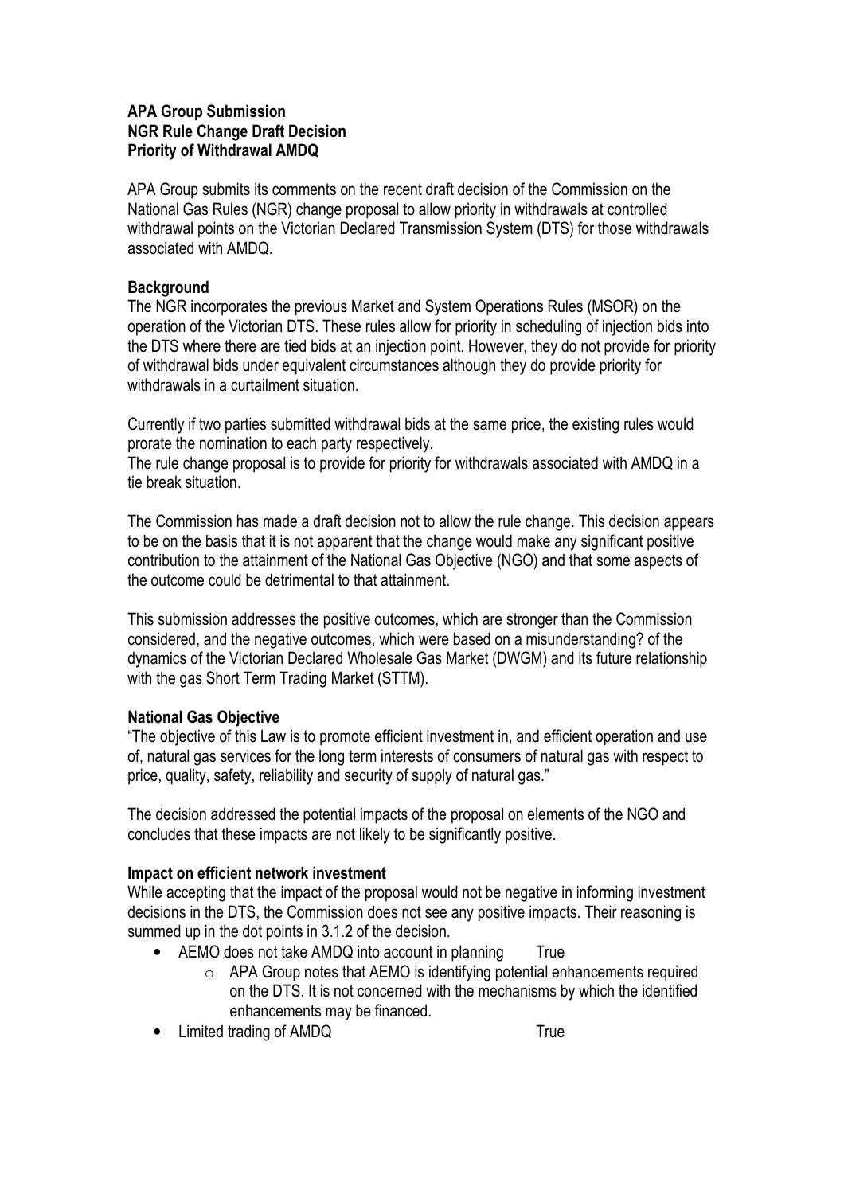**APA Group Submission**
**NGR Rule Change Draft Decision**
**Priority of Withdrawal AMDQ**

APA Group submits its comments on the recent draft decision of the Commission on the National Gas Rules (NGR) change proposal to allow priority in withdrawals at controlled withdrawal points on the Victorian Declared Transmission System (DTS) for those withdrawals associated with AMDQ.

**Background**

The NGR incorporates the previous Market and System Operations Rules (MSOR) on the operation of the Victorian DTS. These rules allow for priority in scheduling of injection bids into the DTS where there are tied bids at an injection point. However, they do not provide for priority of withdrawal bids under equivalent circumstances although they do provide priority for withdrawals in a curtailment situation.

Currently if two parties submitted withdrawal bids at the same price, the existing rules would prorate the nomination to each party respectively.
The rule change proposal is to provide for priority for withdrawals associated with AMDQ in a tie break situation.

The Commission has made a draft decision not to allow the rule change. This decision appears to be on the basis that it is not apparent that the change would make any significant positive contribution to the attainment of the National Gas Objective (NGO) and that some aspects of the outcome could be detrimental to that attainment.

This submission addresses the positive outcomes, which are stronger than the Commission considered, and the negative outcomes, which were based on a misunderstanding? of the dynamics of the Victorian Declared Wholesale Gas Market (DWGM) and its future relationship with the gas Short Term Trading Market (STTM).

**National Gas Objective**

"The objective of this Law is to promote efficient investment in, and efficient operation and use of, natural gas services for the long term interests of consumers of natural gas with respect to price, quality, safety, reliability and security of supply of natural gas."

The decision addressed the potential impacts of the proposal on elements of the NGO and concludes that these impacts are not likely to be significantly positive.

**Impact on efficient network investment**

While accepting that the impact of the proposal would not be negative in informing investment decisions in the DTS, the Commission does not see any positive impacts. Their reasoning is summed up in the dot points in 3.1.2 of the decision.

- AEMO does not take AMDQ into account in planning True
  - APA Group notes that AEMO is identifying potential enhancements required on the DTS. It is not concerned with the mechanisms by which the identified enhancements may be financed.
- Limited trading of AMDQ True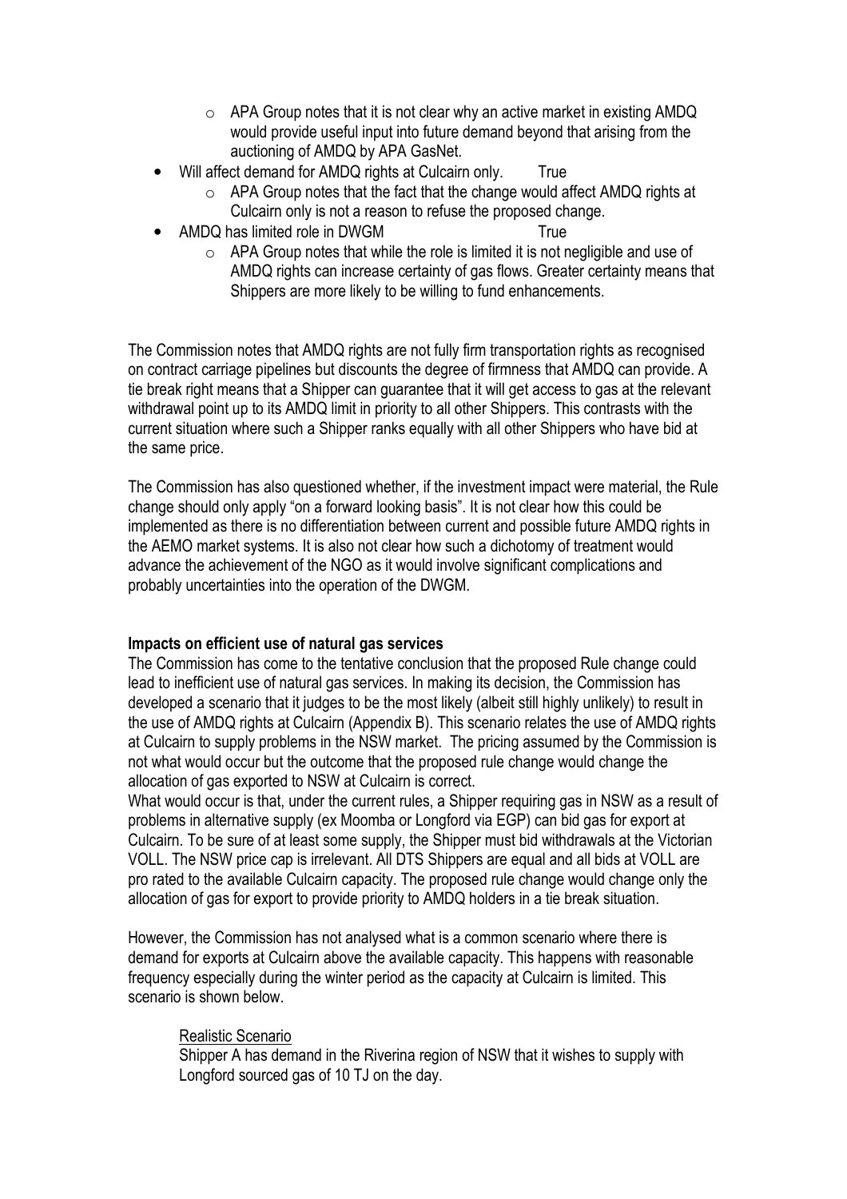- APA Group notes that it is not clear why an active market in existing AMDQ would provide useful input into future demand beyond that arising from the auctioning of AMDQ by APA GasNet.
- Will affect demand for AMDQ rights at Culcairn only. True
  - APA Group notes that the fact that the change would affect AMDQ rights at Culcairn only is not a reason to refuse the proposed change.
- AMDQ has limited role in DWGM True
  - APA Group notes that while the role is limited it is not negligible and use of AMDQ rights can increase certainty of gas flows. Greater certainty means that Shippers are more likely to be willing to fund enhancements.

The Commission notes that AMDQ rights are not fully firm transportation rights as recognised on contract carriage pipelines but discounts the degree of firmness that AMDQ can provide. A tie break right means that a Shipper can guarantee that it will get access to gas at the relevant withdrawal point up to its AMDQ limit in priority to all other Shippers. This contrasts with the current situation where such a Shipper ranks equally with all other Shippers who have bid at the same price.

The Commission has also questioned whether, if the investment impact were material, the Rule change should only apply "on a forward looking basis". It is not clear how this could be implemented as there is no differentiation between current and possible future AMDQ rights in the AEMO market systems. It is also not clear how such a dichotomy of treatment would advance the achievement of the NGO as it would involve significant complications and probably uncertainties into the operation of the DWGM.

**Impacts on efficient use of natural gas services**

The Commission has come to the tentative conclusion that the proposed Rule change could lead to inefficient use of natural gas services. In making its decision, the Commission has developed a scenario that it judges to be the most likely (albeit still highly unlikely) to result in the use of AMDQ rights at Culcairn (Appendix B). This scenario relates the use of AMDQ rights at Culcairn to supply problems in the NSW market. The pricing assumed by the Commission is not what would occur but the outcome that the proposed rule change would change the allocation of gas exported to NSW at Culcairn is correct.

What would occur is that, under the current rules, a Shipper requiring gas in NSW as a result of problems in alternative supply (ex Moomba or Longford via EGP) can bid gas for export at Culcairn. To be sure of at least some supply, the Shipper must bid withdrawals at the Victorian VOLL. The NSW price cap is irrelevant. All DTS Shippers are equal and all bids at VOLL are pro rated to the available Culcairn capacity. The proposed rule change would change only the allocation of gas for export to provide priority to AMDQ holders in a tie break situation.

However, the Commission has not analysed what is a common scenario where there is demand for exports at Culcairn above the available capacity. This happens with reasonable frequency especially during the winter period as the capacity at Culcairn is limited. This scenario is shown below.

Realistic Scenario

Shipper A has demand in the Riverina region of NSW that it wishes to supply with Longford sourced gas of 10 TJ on the day.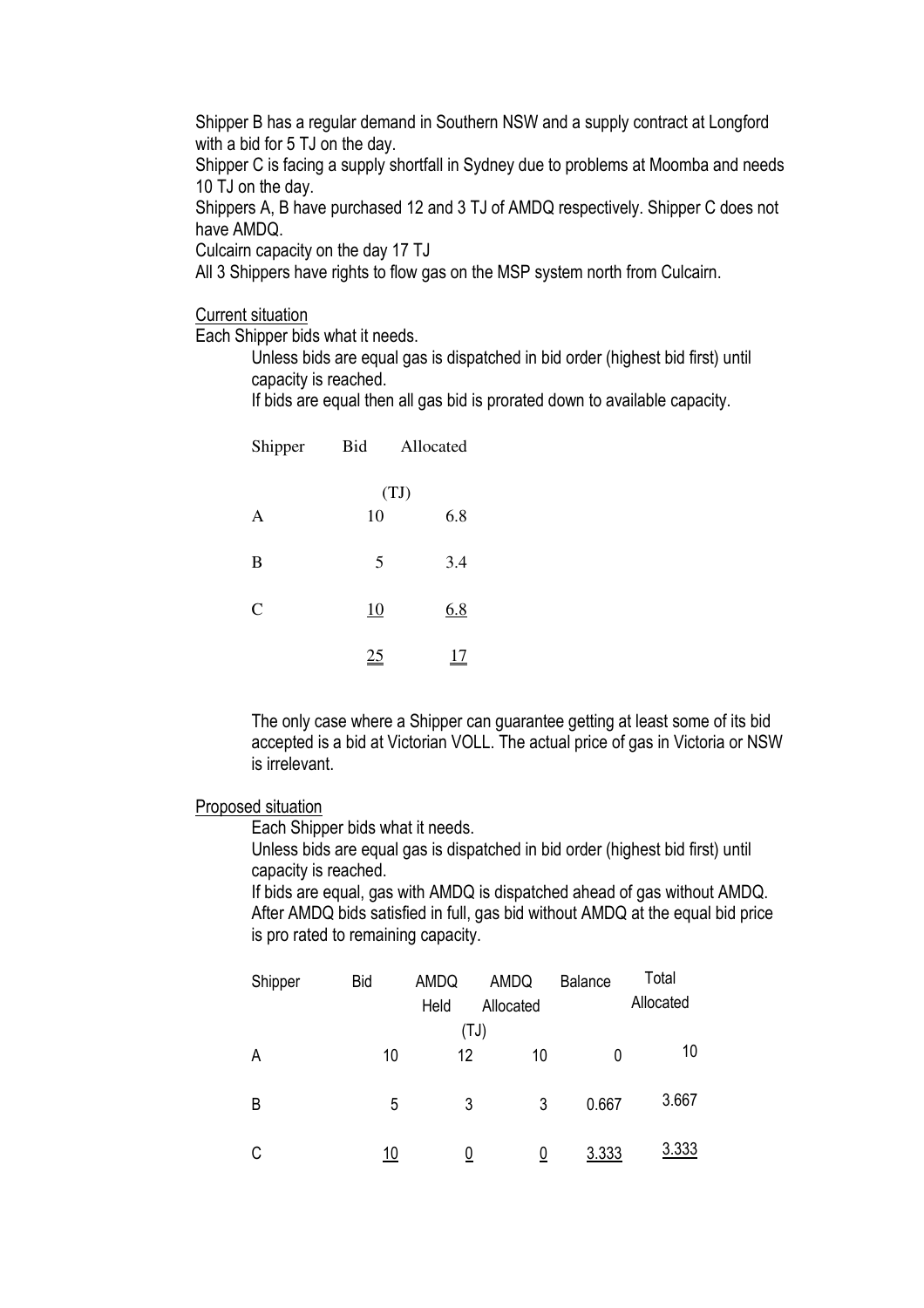Shipper B has a regular demand in Southern NSW and a supply contract at Longford with a bid for 5 TJ on the day.

Shipper C is facing a supply shortfall in Sydney due to problems at Moomba and needs 10 TJ on the day.

Shippers A, B have purchased 12 and 3 TJ of AMDQ respectively. Shipper C does not have AMDQ.

Culcairn capacity on the day 17 TJ

All 3 Shippers have rights to flow gas on the MSP system north from Culcairn.

Current situation

Each Shipper bids what it needs.

Unless bids are equal gas is dispatched in bid order (highest bid first) until capacity is reached.

If bids are equal then all gas bid is prorated down to available capacity.

| Shipper | Bid | Allocated |
|---|---|---|
| | (TJ) | |
| A | 10 | 6.8 |
| B | 5 | 3.4 |
| C | 10 | 6.8 |
| | 25 | 17 |

The only case where a Shipper can guarantee getting at least some of its bid accepted is a bid at Victorian VOLL. The actual price of gas in Victoria or NSW is irrelevant.

Proposed situation

Each Shipper bids what it needs.

Unless bids are equal gas is dispatched in bid order (highest bid first) until capacity is reached.

If bids are equal, gas with AMDQ is dispatched ahead of gas without AMDQ. After AMDQ bids satisfied in full, gas bid without AMDQ at the equal bid price is pro rated to remaining capacity.

| Shipper | Bid | AMDQ Held | AMDQ Allocated | Balance | Total Allocated |
|---|---|---|---|---|---|
| | | (TJ) | | | |
| A | 10 | 12 | 10 | 0 | 10 |
| B | 5 | 3 | 3 | 0.667 | 3.667 |
| C | 10 | 0 | 0 | 3.333 | 3.333 |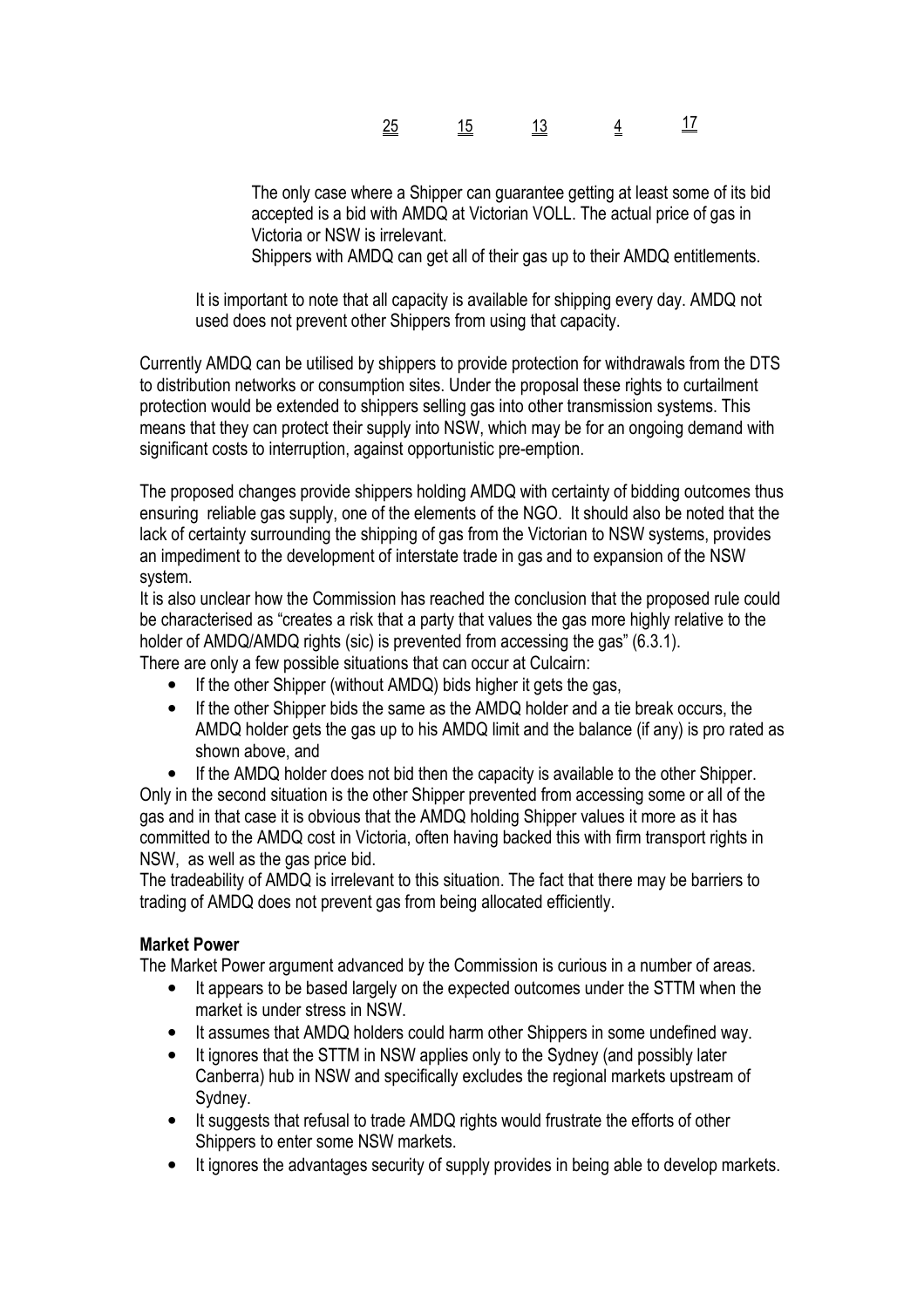| 25 | 15 | 13 | 4 | 17 |
|---|---|---|---|---|

> The only case where a Shipper can guarantee getting at least some of its bid accepted is a bid with AMDQ at Victorian VOLL. The actual price of gas in Victoria or NSW is irrelevant.
>
> Shippers with AMDQ can get all of their gas up to their AMDQ entitlements.

It is important to note that all capacity is available for shipping every day. AMDQ not used does not prevent other Shippers from using that capacity.

Currently AMDQ can be utilised by shippers to provide protection for withdrawals from the DTS to distribution networks or consumption sites. Under the proposal these rights to curtailment protection would be extended to shippers selling gas into other transmission systems. This means that they can protect their supply into NSW, which may be for an ongoing demand with significant costs to interruption, against opportunistic pre-emption.

The proposed changes provide shippers holding AMDQ with certainty of bidding outcomes thus ensuring reliable gas supply, one of the elements of the NGO. It should also be noted that the lack of certainty surrounding the shipping of gas from the Victorian to NSW systems, provides an impediment to the development of interstate trade in gas and to expansion of the NSW system.

It is also unclear how the Commission has reached the conclusion that the proposed rule could be characterised as "creates a risk that a party that values the gas more highly relative to the holder of AMDQ/AMDQ rights (sic) is prevented from accessing the gas" (6.3.1).

There are only a few possible situations that can occur at Culcairn:

- If the other Shipper (without AMDQ) bids higher it gets the gas,
- If the other Shipper bids the same as the AMDQ holder and a tie break occurs, the AMDQ holder gets the gas up to his AMDQ limit and the balance (if any) is pro rated as shown above, and
- If the AMDQ holder does not bid then the capacity is available to the other Shipper.

Only in the second situation is the other Shipper prevented from accessing some or all of the gas and in that case it is obvious that the AMDQ holding Shipper values it more as it has committed to the AMDQ cost in Victoria, often having backed this with firm transport rights in NSW, as well as the gas price bid.

The tradeability of AMDQ is irrelevant to this situation. The fact that there may be barriers to trading of AMDQ does not prevent gas from being allocated efficiently.

**Market Power**

The Market Power argument advanced by the Commission is curious in a number of areas.

- It appears to be based largely on the expected outcomes under the STTM when the market is under stress in NSW.
- It assumes that AMDQ holders could harm other Shippers in some undefined way.
- It ignores that the STTM in NSW applies only to the Sydney (and possibly later Canberra) hub in NSW and specifically excludes the regional markets upstream of Sydney.
- It suggests that refusal to trade AMDQ rights would frustrate the efforts of other Shippers to enter some NSW markets.
- It ignores the advantages security of supply provides in being able to develop markets.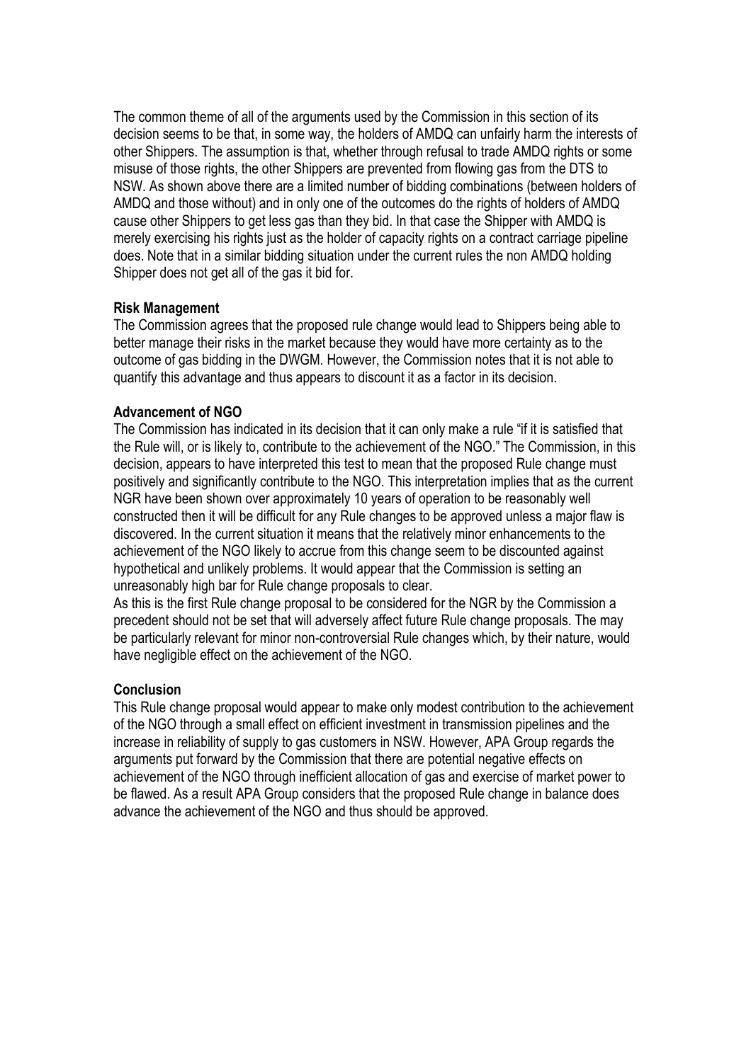The common theme of all of the arguments used by the Commission in this section of its decision seems to be that, in some way, the holders of AMDQ can unfairly harm the interests of other Shippers. The assumption is that, whether through refusal to trade AMDQ rights or some misuse of those rights, the other Shippers are prevented from flowing gas from the DTS to NSW. As shown above there are a limited number of bidding combinations (between holders of AMDQ and those without) and in only one of the outcomes do the rights of holders of AMDQ cause other Shippers to get less gas than they bid. In that case the Shipper with AMDQ is merely exercising his rights just as the holder of capacity rights on a contract carriage pipeline does. Note that in a similar bidding situation under the current rules the non AMDQ holding Shipper does not get all of the gas it bid for.

**Risk Management**

The Commission agrees that the proposed rule change would lead to Shippers being able to better manage their risks in the market because they would have more certainty as to the outcome of gas bidding in the DWGM. However, the Commission notes that it is not able to quantify this advantage and thus appears to discount it as a factor in its decision.

**Advancement of NGO**

The Commission has indicated in its decision that it can only make a rule "if it is satisfied that the Rule will, or is likely to, contribute to the achievement of the NGO." The Commission, in this decision, appears to have interpreted this test to mean that the proposed Rule change must positively and significantly contribute to the NGO. This interpretation implies that as the current NGR have been shown over approximately 10 years of operation to be reasonably well constructed then it will be difficult for any Rule changes to be approved unless a major flaw is discovered. In the current situation it means that the relatively minor enhancements to the achievement of the NGO likely to accrue from this change seem to be discounted against hypothetical and unlikely problems. It would appear that the Commission is setting an unreasonably high bar for Rule change proposals to clear.

As this is the first Rule change proposal to be considered for the NGR by the Commission a precedent should not be set that will adversely affect future Rule change proposals. The may be particularly relevant for minor non-controversial Rule changes which, by their nature, would have negligible effect on the achievement of the NGO.

**Conclusion**

This Rule change proposal would appear to make only modest contribution to the achievement of the NGO through a small effect on efficient investment in transmission pipelines and the increase in reliability of supply to gas customers in NSW. However, APA Group regards the arguments put forward by the Commission that there are potential negative effects on achievement of the NGO through inefficient allocation of gas and exercise of market power to be flawed. As a result APA Group considers that the proposed Rule change in balance does advance the achievement of the NGO and thus should be approved.